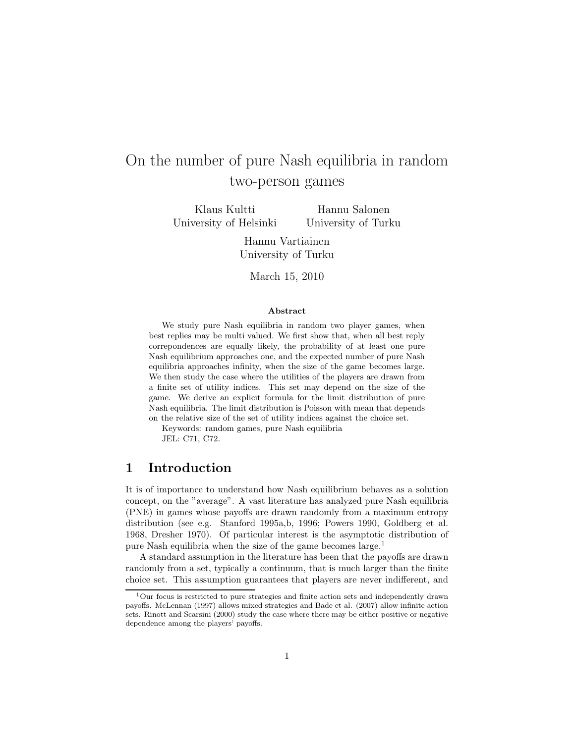# On the number of pure Nash equilibria in random two-person games

Klaus Kultti
University of Helsinki

Hannu Salonen
University of Turku

Hannu Vartiainen
University of Turku

March 15, 2010

**Abstract**

We study pure Nash equilibria in random two player games, when best replies may be multi valued. We first show that, when all best reply correpondences are equally likely, the probability of at least one pure Nash equilibrium approaches one, and the expected number of pure Nash equilibria approaches infinity, when the size of the game becomes large. We then study the case where the utilities of the players are drawn from a finite set of utility indices. This set may depend on the size of the game. We derive an explicit formula for the limit distribution of pure Nash equilibria. The limit distribution is Poisson with mean that depends on the relative size of the set of utility indices against the choice set.

Keywords: random games, pure Nash equilibria

JEL: C71, C72.

## 1 Introduction

It is of importance to understand how Nash equilibrium behaves as a solution concept, on the "average". A vast literature has analyzed pure Nash equilibria (PNE) in games whose payoffs are drawn randomly from a maximum entropy distribution (see e.g. Stanford 1995a,b, 1996; Powers 1990, Goldberg et al. 1968, Dresher 1970). Of particular interest is the asymptotic distribution of pure Nash equilibria when the size of the game becomes large.[1]

A standard assumption in the literature has been that the payoffs are drawn randomly from a set, typically a continuum, that is much larger than the finite choice set. This assumption guarantees that players are never indifferent, and

[1] Our focus is restricted to pure strategies and finite action sets and independently drawn payoffs. McLennan (1997) allows mixed strategies and Bade et al. (2007) allow infinite action sets. Rinott and Scarsini (2000) study the case where there may be either positive or negative dependence among the players' payoffs.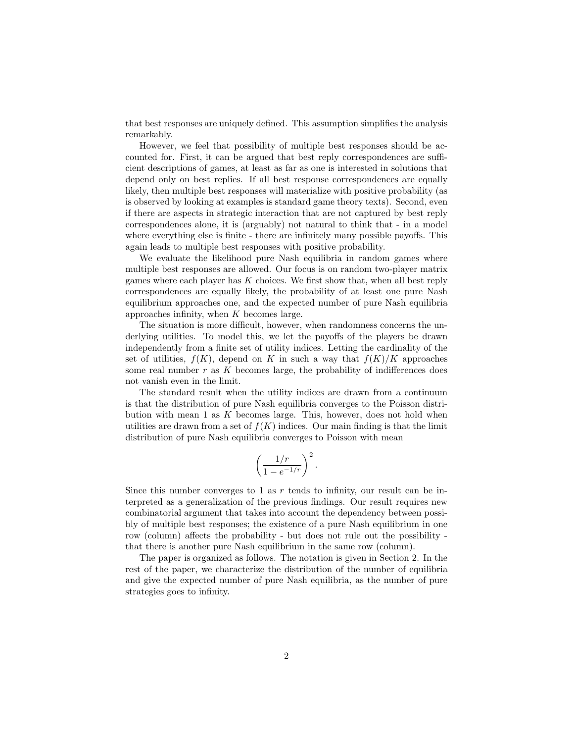that best responses are uniquely defined. This assumption simplifies the analysis remarkably.

However, we feel that possibility of multiple best responses should be accounted for. First, it can be argued that best reply correspondences are sufficient descriptions of games, at least as far as one is interested in solutions that depend only on best replies. If all best response correspondences are equally likely, then multiple best responses will materialize with positive probability (as is observed by looking at examples is standard game theory texts). Second, even if there are aspects in strategic interaction that are not captured by best reply correspondences alone, it is (arguably) not natural to think that - in a model where everything else is finite - there are infinitely many possible payoffs. This again leads to multiple best responses with positive probability.

We evaluate the likelihood pure Nash equilibria in random games where multiple best responses are allowed. Our focus is on random two-player matrix games where each player has $K$ choices. We first show that, when all best reply correspondences are equally likely, the probability of at least one pure Nash equilibrium approaches one, and the expected number of pure Nash equilibria approaches infinity, when $K$ becomes large.

The situation is more difficult, however, when randomness concerns the underlying utilities. To model this, we let the payoffs of the players be drawn independently from a finite set of utility indices. Letting the cardinality of the set of utilities, $f(K)$, depend on $K$ in such a way that $f(K)/K$ approaches some real number $r$ as $K$ becomes large, the probability of indifferences does not vanish even in the limit.

The standard result when the utility indices are drawn from a continuum is that the distribution of pure Nash equilibria converges to the Poisson distribution with mean 1 as $K$ becomes large. This, however, does not hold when utilities are drawn from a set of $f(K)$ indices. Our main finding is that the limit distribution of pure Nash equilibria converges to Poisson with mean

$$\left(\frac{1/r}{1-e^{-1/r}}\right)^2.$$

Since this number converges to 1 as $r$ tends to infinity, our result can be interpreted as a generalization of the previous findings. Our result requires new combinatorial argument that takes into account the dependency between possibly of multiple best responses; the existence of a pure Nash equilibrium in one row (column) affects the probability - but does not rule out the possibility - that there is another pure Nash equilibrium in the same row (column).

The paper is organized as follows. The notation is given in Section 2. In the rest of the paper, we characterize the distribution of the number of equilibria and give the expected number of pure Nash equilibria, as the number of pure strategies goes to infinity.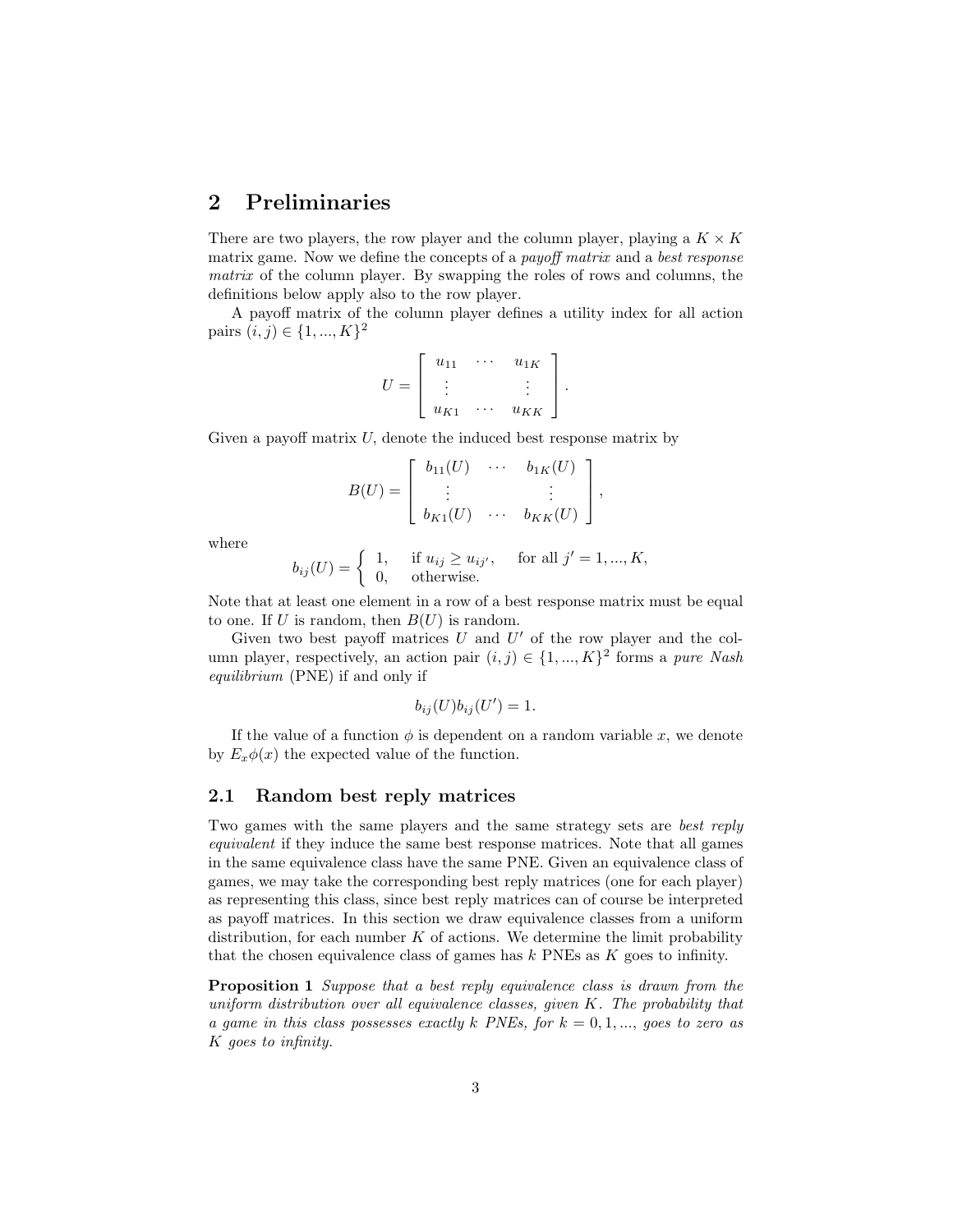## 2 Preliminaries

There are two players, the row player and the column player, playing a $K \times K$ matrix game. Now we define the concepts of a *payoff matrix* and a *best response matrix* of the column player. By swapping the roles of rows and columns, the definitions below apply also to the row player.

A payoff matrix of the column player defines a utility index for all action pairs $(i, j) \in \{1, ..., K\}^2$

$$U = \begin{bmatrix} u_{11} & \cdots & u_{1K} \\ \vdots & & \vdots \\ u_{K1} & \cdots & u_{KK} \end{bmatrix}.$$

Given a payoff matrix $U$, denote the induced best response matrix by

$$B(U) = \begin{bmatrix} b_{11}(U) & \cdots & b_{1K}(U) \\ \vdots & & \vdots \\ b_{K1}(U) & \cdots & b_{KK}(U) \end{bmatrix},$$

where

$$b_{ij}(U) = \begin{cases} 1, & \text{if } u_{ij} \geq u_{ij'}, \quad \text{for all } j' = 1, ..., K, \\ 0, & \text{otherwise.} \end{cases}$$

Note that at least one element in a row of a best response matrix must be equal to one. If $U$ is random, then $B(U)$ is random.

Given two best payoff matrices $U$ and $U'$ of the row player and the column player, respectively, an action pair $(i, j) \in \{1, ..., K\}^2$ forms a *pure Nash equilibrium* (PNE) if and only if

$$b_{ij}(U) b_{ij}(U') = 1.$$

If the value of a function $\phi$ is dependent on a random variable $x$, we denote by $E_x \phi(x)$ the expected value of the function.

### 2.1 Random best reply matrices

Two games with the same players and the same strategy sets are *best reply equivalent* if they induce the same best response matrices. Note that all games in the same equivalence class have the same PNE. Given an equivalence class of games, we may take the corresponding best reply matrices (one for each player) as representing this class, since best reply matrices can of course be interpreted as payoff matrices. In this section we draw equivalence classes from a uniform distribution, for each number $K$ of actions. We determine the limit probability that the chosen equivalence class of games has $k$ PNEs as $K$ goes to infinity.

**Proposition 1** *Suppose that a best reply equivalence class is drawn from the uniform distribution over all equivalence classes, given $K$. The probability that a game in this class possesses exactly $k$ PNEs, for $k = 0, 1, ...,$ goes to zero as $K$ goes to infinity.*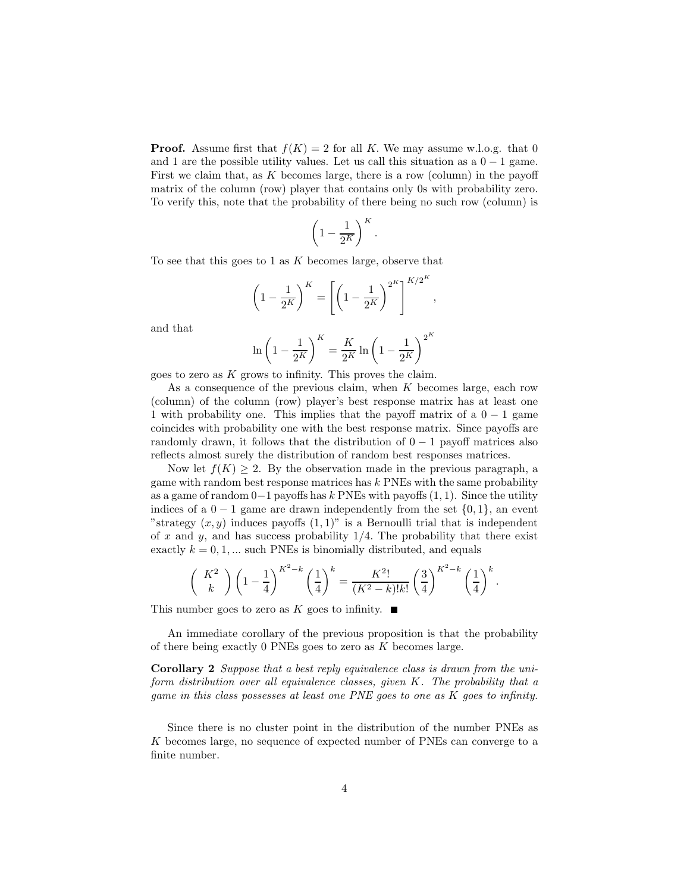**Proof.** Assume first that $f(K) = 2$ for all $K$. We may assume w.l.o.g. that 0 and 1 are the possible utility values. Let us call this situation as a $0-1$ game. First we claim that, as $K$ becomes large, there is a row (column) in the payoff matrix of the column (row) player that contains only 0s with probability zero. To verify this, note that the probability of there being no such row (column) is

$$\left(1 - \frac{1}{2^K}\right)^K.$$

To see that this goes to 1 as $K$ becomes large, observe that

$$\left(1 - \frac{1}{2^K}\right)^K = \left[\left(1 - \frac{1}{2^K}\right)^{2^K}\right]^{K/2^K},$$

and that

$$\ln\left(1 - \frac{1}{2^K}\right)^K = \frac{K}{2^K}\ln\left(1 - \frac{1}{2^K}\right)^{2^K}$$

goes to zero as $K$ grows to infinity. This proves the claim.

As a consequence of the previous claim, when $K$ becomes large, each row (column) of the column (row) player's best response matrix has at least one 1 with probability one. This implies that the payoff matrix of a $0-1$ game coincides with probability one with the best response matrix. Since payoffs are randomly drawn, it follows that the distribution of $0-1$ payoff matrices also reflects almost surely the distribution of random best responses matrices.

Now let $f(K) \geq 2$. By the observation made in the previous paragraph, a game with random best response matrices has $k$ PNEs with the same probability as a game of random $0-1$ payoffs has $k$ PNEs with payoffs $(1,1)$. Since the utility indices of a $0-1$ game are drawn independently from the set $\{0,1\}$, an event "strategy $(x,y)$ induces payoffs $(1,1)$" is a Bernoulli trial that is independent of $x$ and $y$, and has success probability $1/4$. The probability that there exist exactly $k = 0, 1, ...$ such PNEs is binomially distributed, and equals

$$\binom{K^2}{k}\left(1 - \frac{1}{4}\right)^{K^2-k}\left(\frac{1}{4}\right)^k = \frac{K^2!}{(K^2-k)!k!}\left(\frac{3}{4}\right)^{K^2-k}\left(\frac{1}{4}\right)^k.$$

This number goes to zero as $K$ goes to infinity. ■

An immediate corollary of the previous proposition is that the probability of there being exactly 0 PNEs goes to zero as $K$ becomes large.

**Corollary 2** *Suppose that a best reply equivalence class is drawn from the uniform distribution over all equivalence classes, given $K$. The probability that a game in this class possesses at least one PNE goes to one as $K$ goes to infinity.*

Since there is no cluster point in the distribution of the number PNEs as $K$ becomes large, no sequence of expected number of PNEs can converge to a finite number.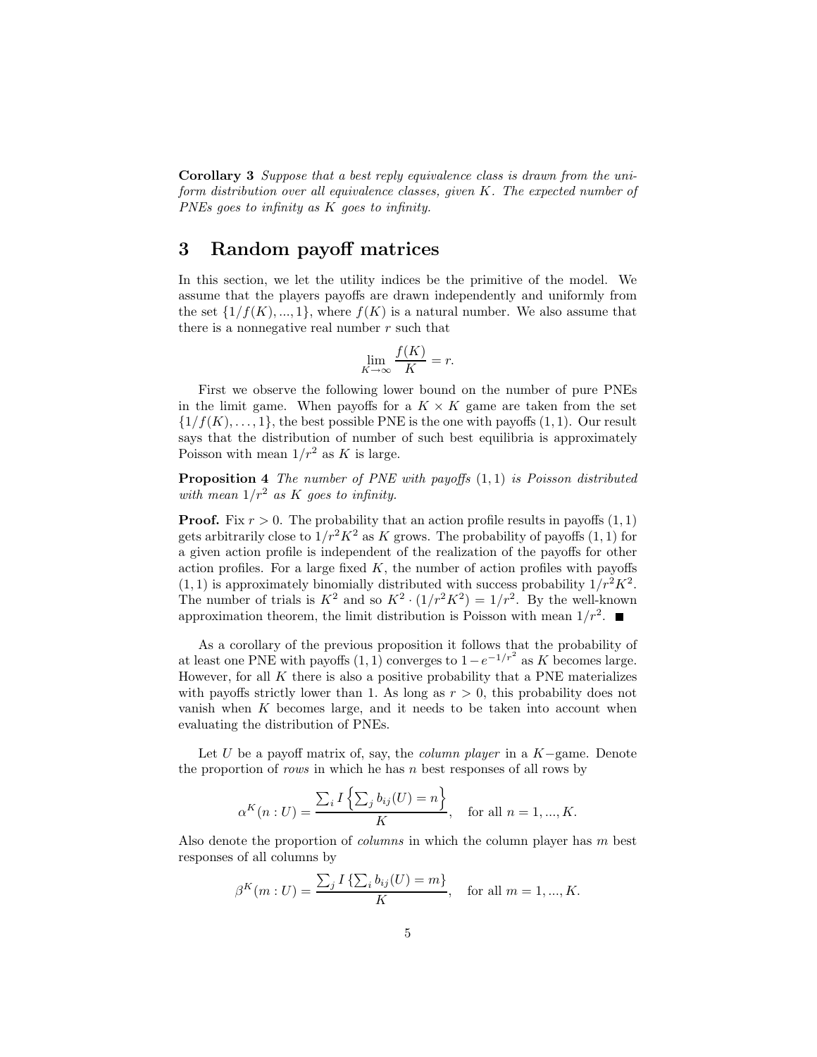**Corollary 3** *Suppose that a best reply equivalence class is drawn from the uniform distribution over all equivalence classes, given $K$. The expected number of PNEs goes to infinity as $K$ goes to infinity.*

## 3 Random payoff matrices

In this section, we let the utility indices be the primitive of the model. We assume that the players payoffs are drawn independently and uniformly from the set $\{1/f(K), ..., 1\}$, where $f(K)$ is a natural number. We also assume that there is a nonnegative real number $r$ such that

$$\lim_{K\to\infty} \frac{f(K)}{K} = r.$$

First we observe the following lower bound on the number of pure PNEs in the limit game. When payoffs for a $K \times K$ game are taken from the set $\{1/f(K), \ldots, 1\}$, the best possible PNE is the one with payoffs $(1, 1)$. Our result says that the distribution of number of such best equilibria is approximately Poisson with mean $1/r^2$ as $K$ is large.

**Proposition 4** *The number of PNE with payoffs $(1, 1)$ is Poisson distributed with mean $1/r^2$ as $K$ goes to infinity.*

**Proof.** Fix $r > 0$. The probability that an action profile results in payoffs $(1, 1)$ gets arbitrarily close to $1/r^2K^2$ as $K$ grows. The probability of payoffs $(1, 1)$ for a given action profile is independent of the realization of the payoffs for other action profiles. For a large fixed $K$, the number of action profiles with payoffs $(1, 1)$ is approximately binomially distributed with success probability $1/r^2K^2$. The number of trials is $K^2$ and so $K^2 \cdot (1/r^2K^2) = 1/r^2$. By the well-known approximation theorem, the limit distribution is Poisson with mean $1/r^2$. ■

As a corollary of the previous proposition it follows that the probability of at least one PNE with payoffs $(1, 1)$ converges to $1 - e^{-1/r^2}$ as $K$ becomes large. However, for all $K$ there is also a positive probability that a PNE materializes with payoffs strictly lower than 1. As long as $r > 0$, this probability does not vanish when $K$ becomes large, and it needs to be taken into account when evaluating the distribution of PNEs.

Let $U$ be a payoff matrix of, say, the *column player* in a $K-$game. Denote the proportion of *rows* in which he has $n$ best responses of all rows by

$$\alpha^K(n : U) = \frac{\sum_i I\left\{\sum_j b_{ij}(U) = n\right\}}{K}, \quad \text{for all } n = 1, ..., K.$$

Also denote the proportion of *columns* in which the column player has $m$ best responses of all columns by

$$\beta^K(m : U) = \frac{\sum_j I\left\{\sum_i b_{ij}(U) = m\right\}}{K}, \quad \text{for all } m = 1, ..., K.$$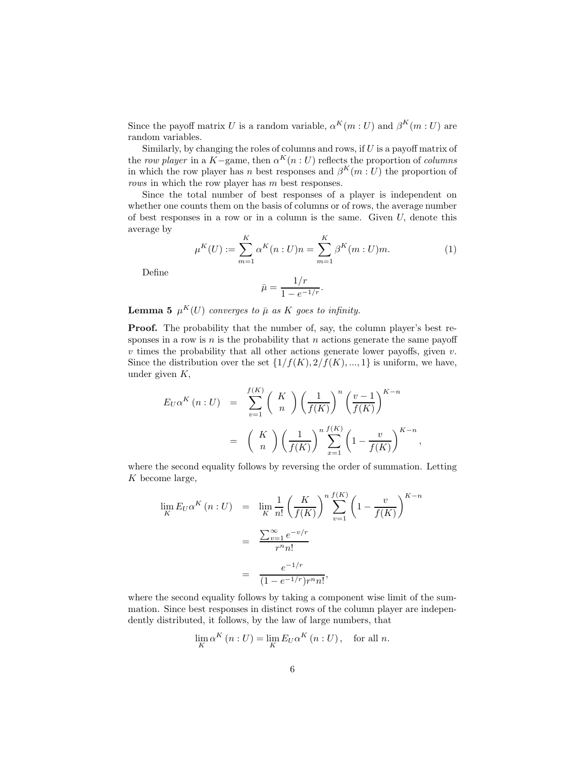Since the payoff matrix $U$ is a random variable, $\alpha^K(m : U)$ and $\beta^K(m : U)$ are random variables.

Similarly, by changing the roles of columns and rows, if $U$ is a payoff matrix of the *row player* in a $K-$game, then $\alpha^K(n : U)$ reflects the proportion of *columns* in which the row player has $n$ best responses and $\beta^K(m : U)$ the proportion of *rows* in which the row player has $m$ best responses.

Since the total number of best responses of a player is independent on whether one counts them on the basis of columns or of rows, the average number of best responses in a row or in a column is the same. Given $U$, denote this average by

$$\mu^K(U) := \sum_{m=1}^{K} \alpha^K(n : U)n = \sum_{m=1}^{K} \beta^K(m : U)m. \tag{1}$$

Define

$$\bar{\mu} = \frac{1/r}{1 - e^{-1/r}}.$$

**Lemma 5** *$\mu^K(U)$ converges to $\bar{\mu}$ as $K$ goes to infinity.*

**Proof.** The probability that the number of, say, the column player's best responses in a row is $n$ is the probability that $n$ actions generate the same payoff $v$ times the probability that all other actions generate lower payoffs, given $v$. Since the distribution over the set $\{1/f(K), 2/f(K), ..., 1\}$ is uniform, we have, under given $K$,

$$\begin{aligned}
E_U \alpha^K(n : U) &= \sum_{v=1}^{f(K)} \binom{K}{n} \left(\frac{1}{f(K)}\right)^n \left(\frac{v-1}{f(K)}\right)^{K-n} \\
&= \binom{K}{n} \left(\frac{1}{f(K)}\right)^n \sum_{x=1}^{f(K)} \left(1 - \frac{v}{f(K)}\right)^{K-n},
\end{aligned}$$

where the second equality follows by reversing the order of summation. Letting $K$ become large,

$$\begin{aligned}
\lim_K E_U \alpha^K(n : U) &= \lim_K \frac{1}{n!} \left(\frac{K}{f(K)}\right)^n \sum_{v=1}^{f(K)} \left(1 - \frac{v}{f(K)}\right)^{K-n} \\
&= \frac{\sum_{v=1}^{\infty} e^{-v/r}}{r^n n!} \\
&= \frac{e^{-1/r}}{(1 - e^{-1/r}) r^n n!},
\end{aligned}$$

where the second equality follows by taking a component wise limit of the summation. Since best responses in distinct rows of the column player are independently distributed, it follows, by the law of large numbers, that

$$\lim_K \alpha^K(n : U) = \lim_K E_U \alpha^K(n : U), \quad \text{for all } n.$$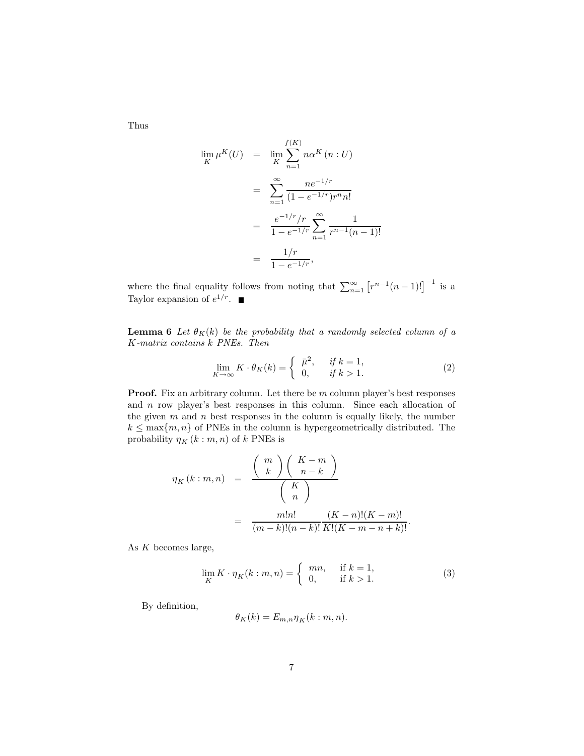Thus

$$
\begin{aligned}
\lim_K \mu^K(U) &= \lim_K \sum_{n=1}^{f(K)} n\alpha^K(n : U) \\
&= \sum_{n=1}^{\infty} \frac{ne^{-1/r}}{(1-e^{-1/r})r^n n!} \\
&= \frac{e^{-1/r}/r}{1-e^{-1/r}} \sum_{n=1}^{\infty} \frac{1}{r^{n-1}(n-1)!} \\
&= \frac{1/r}{1-e^{-1/r}},
\end{aligned}
$$

where the final equality follows from noting that $\sum_{n=1}^{\infty} \left[r^{n-1}(n-1)!\right]^{-1}$ is a Taylor expansion of $e^{1/r}$. ■

**Lemma 6** *Let $\theta_K(k)$ be the probability that a randomly selected column of a $K$-matrix contains $k$ PNEs. Then*

$$
\lim_{K\to\infty} K \cdot \theta_K(k) = \begin{cases} \bar{\mu}^2, & \text{if } k = 1, \\ 0, & \text{if } k > 1. \end{cases} \tag{2}
$$

**Proof.** Fix an arbitrary column. Let there be $m$ column player's best responses and $n$ row player's best responses in this column. Since each allocation of the given $m$ and $n$ best responses in the column is equally likely, the number $k \leq \max\{m, n\}$ of PNEs in the column is hypergeometrically distributed. The probability $\eta_K(k : m, n)$ of $k$ PNEs is

$$
\begin{aligned}
\eta_K(k : m, n) &= \frac{\binom{m}{k}\binom{K-m}{n-k}}{\binom{K}{n}} \\
&= \frac{m!n!}{(m-k)!(n-k)!} \frac{(K-n)!(K-m)!}{K!(K-m-n+k)!}.
\end{aligned}
$$

As $K$ becomes large,

$$
\lim_K K \cdot \eta_K(k : m, n) = \begin{cases} mn, & \text{if } k = 1, \\ 0, & \text{if } k > 1. \end{cases} \tag{3}
$$

By definition,

$$
\theta_K(k) = E_{m,n}\eta_K(k : m, n).
$$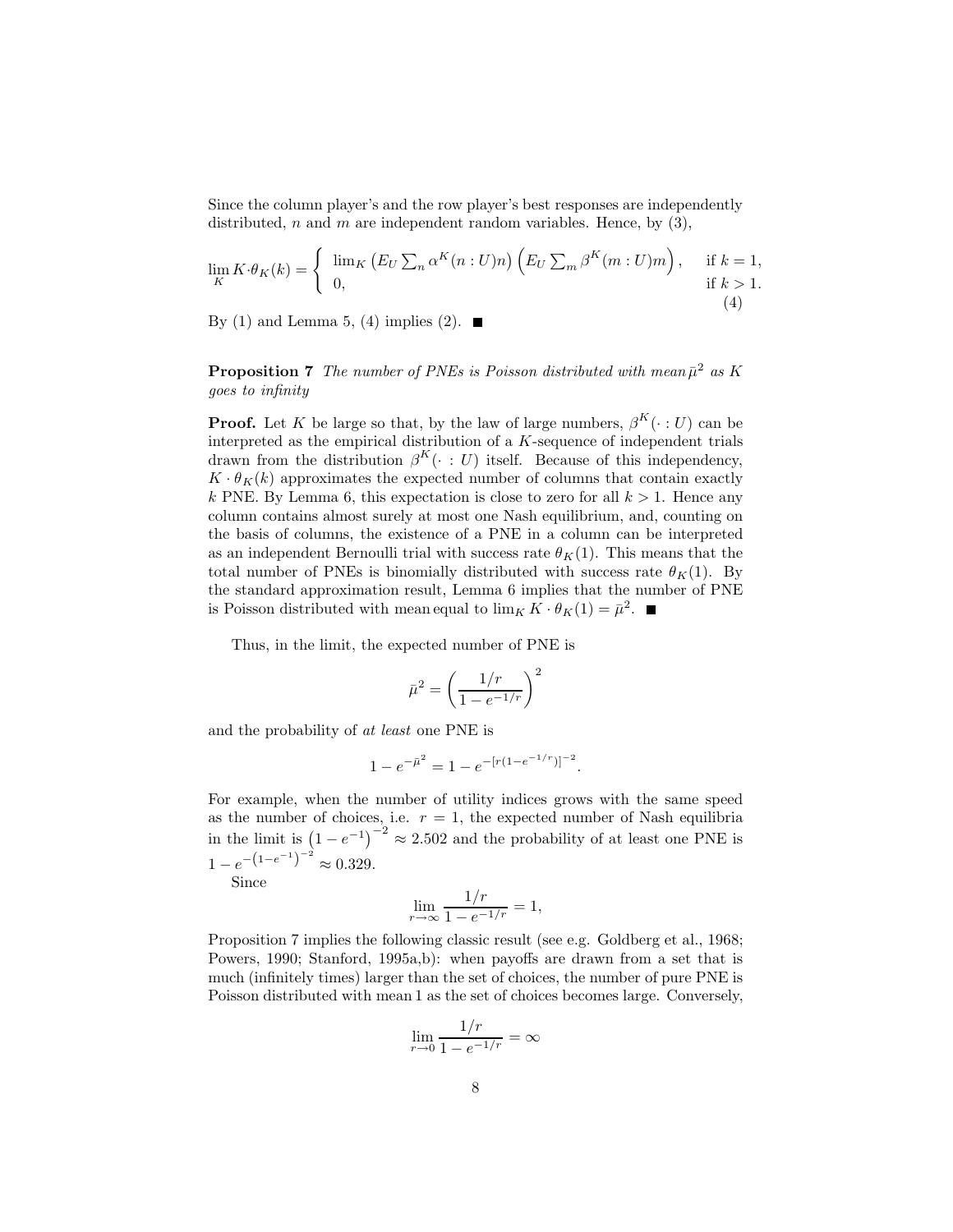Since the column player's and the row player's best responses are independently distributed, $n$ and $m$ are independent random variables. Hence, by (3),

$$\lim_K K \cdot \theta_K(k) = \begin{cases} \lim_K \left( E_U \sum_n \alpha^K(n : U)n \right) \left( E_U \sum_m \beta^K(m : U)m \right), & \text{if } k = 1, \\ 0, & \text{if } k > 1. \end{cases} \tag{4}$$

By (1) and Lemma 5, (4) implies (2). ■

**Proposition 7** *The number of PNEs is Poisson distributed with mean $\bar{\mu}^2$ as $K$ goes to infinity*

**Proof.** Let $K$ be large so that, by the law of large numbers, $\beta^K(\cdot : U)$ can be interpreted as the empirical distribution of a $K$-sequence of independent trials drawn from the distribution $\beta^K(\cdot : U)$ itself. Because of this independency, $K \cdot \theta_K(k)$ approximates the expected number of columns that contain exactly $k$ PNE. By Lemma 6, this expectation is close to zero for all $k > 1$. Hence any column contains almost surely at most one Nash equilibrium, and, counting on the basis of columns, the existence of a PNE in a column can be interpreted as an independent Bernoulli trial with success rate $\theta_K(1)$. This means that the total number of PNEs is binomially distributed with success rate $\theta_K(1)$. By the standard approximation result, Lemma 6 implies that the number of PNE is Poisson distributed with mean equal to $\lim_K K \cdot \theta_K(1) = \bar{\mu}^2$. ■

Thus, in the limit, the expected number of PNE is

$$\bar{\mu}^2 = \left( \frac{1/r}{1 - e^{-1/r}} \right)^2$$

and the probability of *at least* one PNE is

$$1 - e^{-\bar{\mu}^2} = 1 - e^{-[r(1-e^{-1/r})]^{-2}}.$$

For example, when the number of utility indices grows with the same speed as the number of choices, i.e. $r = 1$, the expected number of Nash equilibria in the limit is $\left(1 - e^{-1}\right)^{-2} \approx 2.502$ and the probability of at least one PNE is $1 - e^{-\left(1-e^{-1}\right)^{-2}} \approx 0.329$.

Since

$$\lim_{r \to \infty} \frac{1/r}{1 - e^{-1/r}} = 1,$$

Proposition 7 implies the following classic result (see e.g. Goldberg et al., 1968; Powers, 1990; Stanford, 1995a,b): when payoffs are drawn from a set that is much (infinitely times) larger than the set of choices, the number of pure PNE is Poisson distributed with mean 1 as the set of choices becomes large. Conversely,

$$\lim_{r \to 0} \frac{1/r}{1 - e^{-1/r}} = \infty$$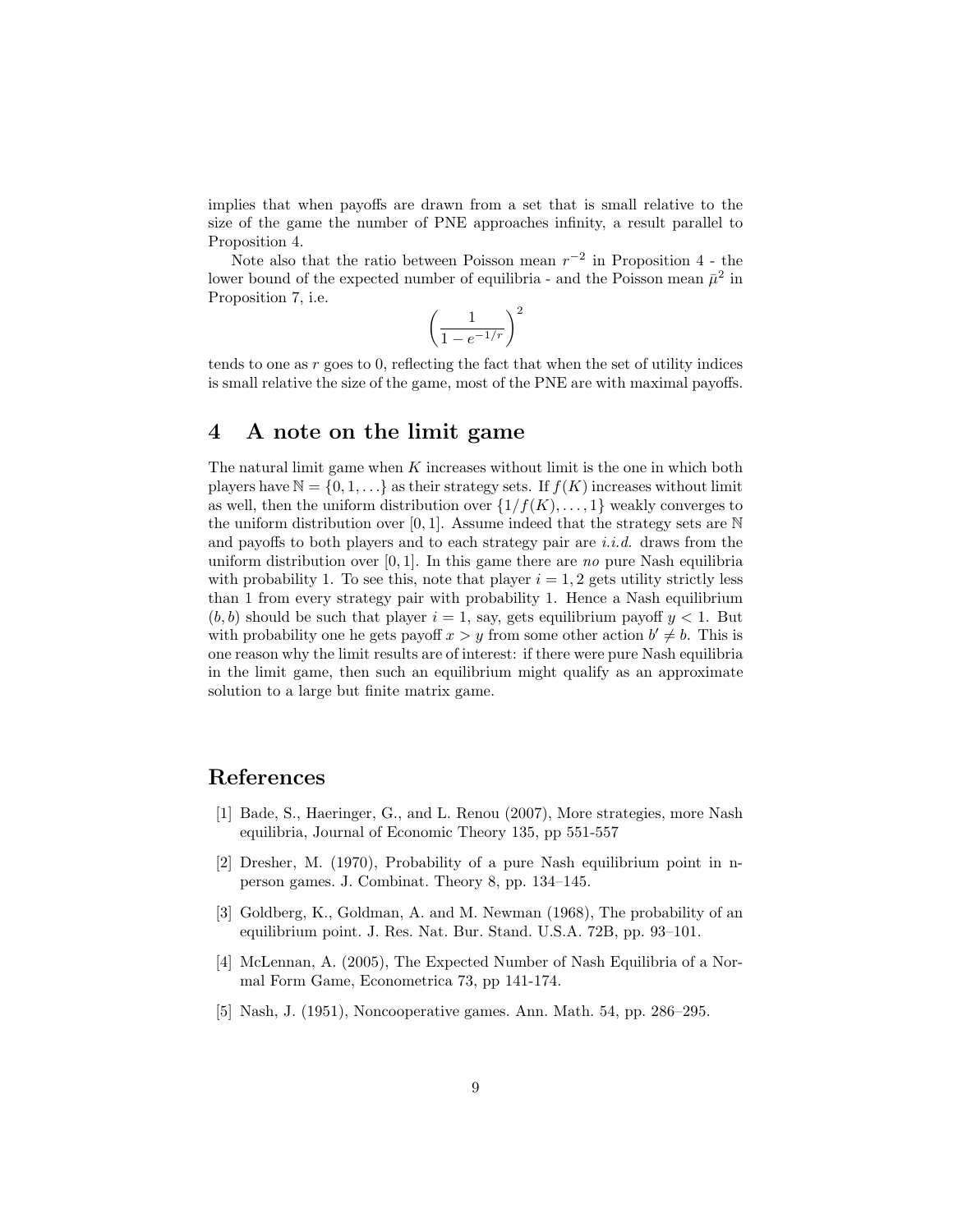implies that when payoffs are drawn from a set that is small relative to the size of the game the number of PNE approaches infinity, a result parallel to Proposition 4.

Note also that the ratio between Poisson mean $r^{-2}$ in Proposition 4 - the lower bound of the expected number of equilibria - and the Poisson mean $\bar{\mu}^2$ in Proposition 7, i.e.

$$\left(\frac{1}{1-e^{-1/r}}\right)^2$$

tends to one as $r$ goes to 0, reflecting the fact that when the set of utility indices is small relative the size of the game, most of the PNE are with maximal payoffs.

## 4 A note on the limit game

The natural limit game when $K$ increases without limit is the one in which both players have $\mathbb{N} = \{0, 1, \ldots\}$ as their strategy sets. If $f(K)$ increases without limit as well, then the uniform distribution over $\{1/f(K), \ldots, 1\}$ weakly converges to the uniform distribution over $[0, 1]$. Assume indeed that the strategy sets are $\mathbb{N}$ and payoffs to both players and to each strategy pair are *i.i.d.* draws from the uniform distribution over $[0, 1]$. In this game there are *no* pure Nash equilibria with probability 1. To see this, note that player $i = 1, 2$ gets utility strictly less than 1 from every strategy pair with probability 1. Hence a Nash equilibrium $(b, b)$ should be such that player $i = 1$, say, gets equilibrium payoff $y < 1$. But with probability one he gets payoff $x > y$ from some other action $b' \neq b$. This is one reason why the limit results are of interest: if there were pure Nash equilibria in the limit game, then such an equilibrium might qualify as an approximate solution to a large but finite matrix game.

## References

[1] Bade, S., Haeringer, G., and L. Renou (2007), More strategies, more Nash equilibria, Journal of Economic Theory 135, pp 551-557

[2] Dresher, M. (1970), Probability of a pure Nash equilibrium point in n-person games. J. Combinat. Theory 8, pp. 134–145.

[3] Goldberg, K., Goldman, A. and M. Newman (1968), The probability of an equilibrium point. J. Res. Nat. Bur. Stand. U.S.A. 72B, pp. 93–101.

[4] McLennan, A. (2005), The Expected Number of Nash Equilibria of a Normal Form Game, Econometrica 73, pp 141-174.

[5] Nash, J. (1951), Noncooperative games. Ann. Math. 54, pp. 286–295.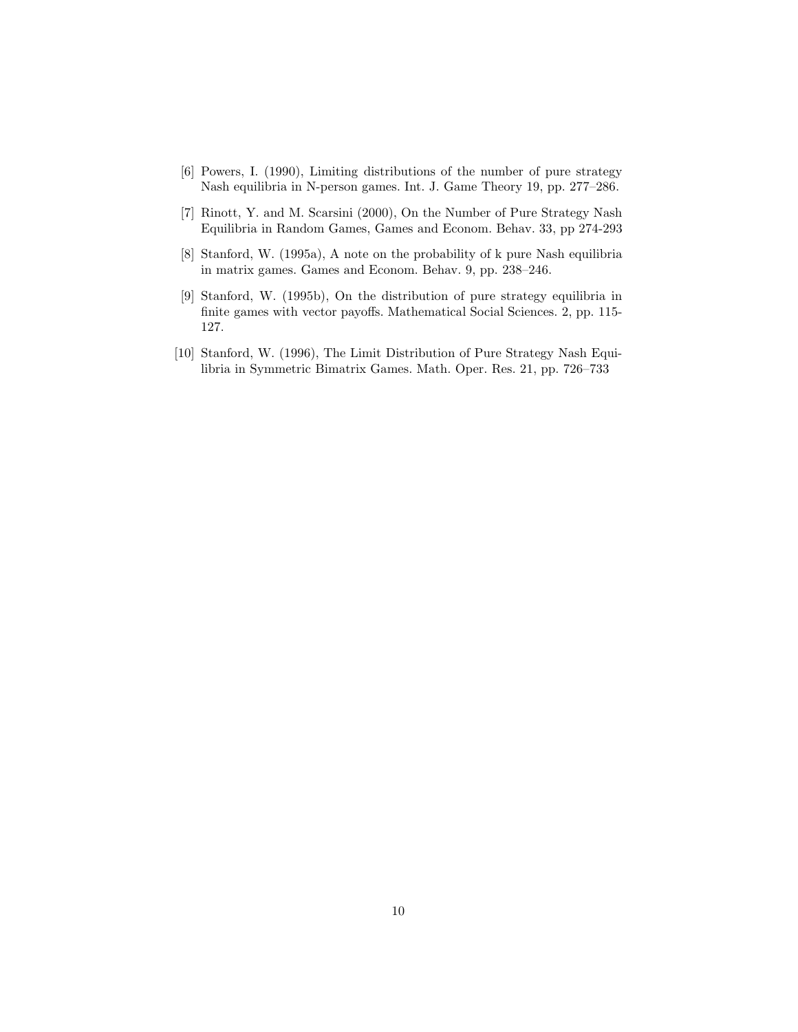[6] Powers, I. (1990), Limiting distributions of the number of pure strategy Nash equilibria in N-person games. Int. J. Game Theory 19, pp. 277–286.

[7] Rinott, Y. and M. Scarsini (2000), On the Number of Pure Strategy Nash Equilibria in Random Games, Games and Econom. Behav. 33, pp 274-293

[8] Stanford, W. (1995a), A note on the probability of k pure Nash equilibria in matrix games. Games and Econom. Behav. 9, pp. 238–246.

[9] Stanford, W. (1995b), On the distribution of pure strategy equilibria in finite games with vector payoffs. Mathematical Social Sciences. 2, pp. 115-127.

[10] Stanford, W. (1996), The Limit Distribution of Pure Strategy Nash Equilibria in Symmetric Bimatrix Games. Math. Oper. Res. 21, pp. 726–733